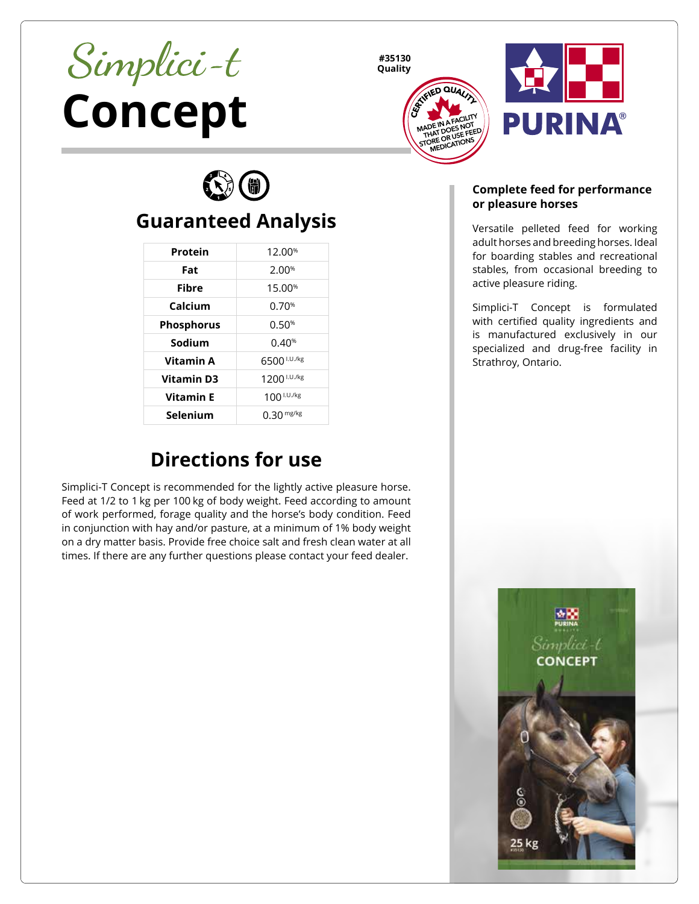# Simplici-t Concept

#35130
Quality

CERTIFIED QUALITY
MADE IN A FACILITY THAT DOES NOT STORE OR USE FEED MEDICATIONS

PURINA®

## Guaranteed Analysis

| | |
|---|---|
| **Protein** | 12.00% |
| **Fat** | 2.00% |
| **Fibre** | 15.00% |
| **Calcium** | 0.70% |
| **Phosphorus** | 0.50% |
| **Sodium** | 0.40% |
| **Vitamin A** | 6500 I.U./kg |
| **Vitamin D3** | 1200 I.U./kg |
| **Vitamin E** | 100 I.U./kg |
| **Selenium** | 0.30 mg/kg |

## Directions for use

Simplici-T Concept is recommended for the lightly active pleasure horse. Feed at 1/2 to 1 kg per 100 kg of body weight. Feed according to amount of work performed, forage quality and the horse's body condition. Feed in conjunction with hay and/or pasture, at a minimum of 1% body weight on a dry matter basis. Provide free choice salt and fresh clean water at all times. If there are any further questions please contact your feed dealer.

**Complete feed for performance or pleasure horses**

Versatile pelleted feed for working adult horses and breeding horses. Ideal for boarding stables and recreational stables, from occasional breeding to active pleasure riding.

Simplici-T Concept is formulated with certified quality ingredients and is manufactured exclusively in our specialized and drug-free facility in Strathroy, Ontario.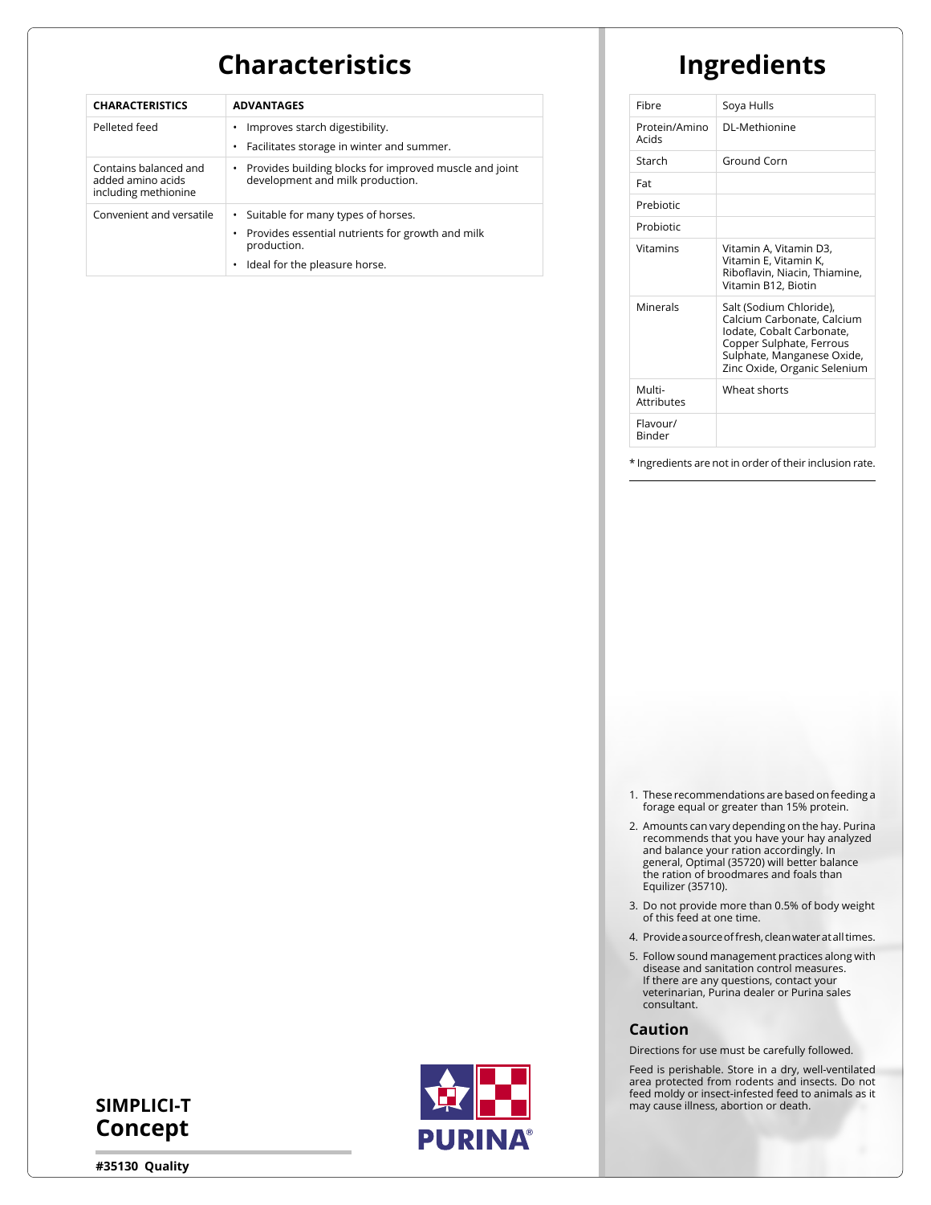# Characteristics

| CHARACTERISTICS | ADVANTAGES |
|---|---|
| Pelleted feed | • Improves starch digestibility.<br>• Facilitates storage in winter and summer. |
| Contains balanced and added amino acids including methionine | • Provides building blocks for improved muscle and joint development and milk production. |
| Convenient and versatile | • Suitable for many types of horses.<br>• Provides essential nutrients for growth and milk production.<br>• Ideal for the pleasure horse. |

# Ingredients

| | |
|---|---|
| Fibre | Soya Hulls |
| Protein/Amino Acids | DL-Methionine |
| Starch | Ground Corn |
| Fat | |
| Prebiotic | |
| Probiotic | |
| Vitamins | Vitamin A, Vitamin D3, Vitamin E, Vitamin K, Riboflavin, Niacin, Thiamine, Vitamin B12, Biotin |
| Minerals | Salt (Sodium Chloride), Calcium Carbonate, Calcium Iodate, Cobalt Carbonate, Copper Sulphate, Ferrous Sulphate, Manganese Oxide, Zinc Oxide, Organic Selenium |
| Multi-Attributes | Wheat shorts |
| Flavour/ Binder | |

* Ingredients are not in order of their inclusion rate.

1. These recommendations are based on feeding a forage equal or greater than 15% protein.
2. Amounts can vary depending on the hay. Purina recommends that you have your hay analyzed and balance your ration accordingly. In general, Optimal (35720) will better balance the ration of broodmares and foals than Equilizer (35710).
3. Do not provide more than 0.5% of body weight of this feed at one time.
4. Provide a source of fresh, clean water at all times.
5. Follow sound management practices along with disease and sanitation control measures. If there are any questions, contact your veterinarian, Purina dealer or Purina sales consultant.

## Caution

Directions for use must be carefully followed.

Feed is perishable. Store in a dry, well-ventilated area protected from rodents and insects. Do not feed moldy or insect-infested feed to animals as it may cause illness, abortion or death.

**SIMPLICI-T**
**Concept**

PURINA®

**#35130 Quality**